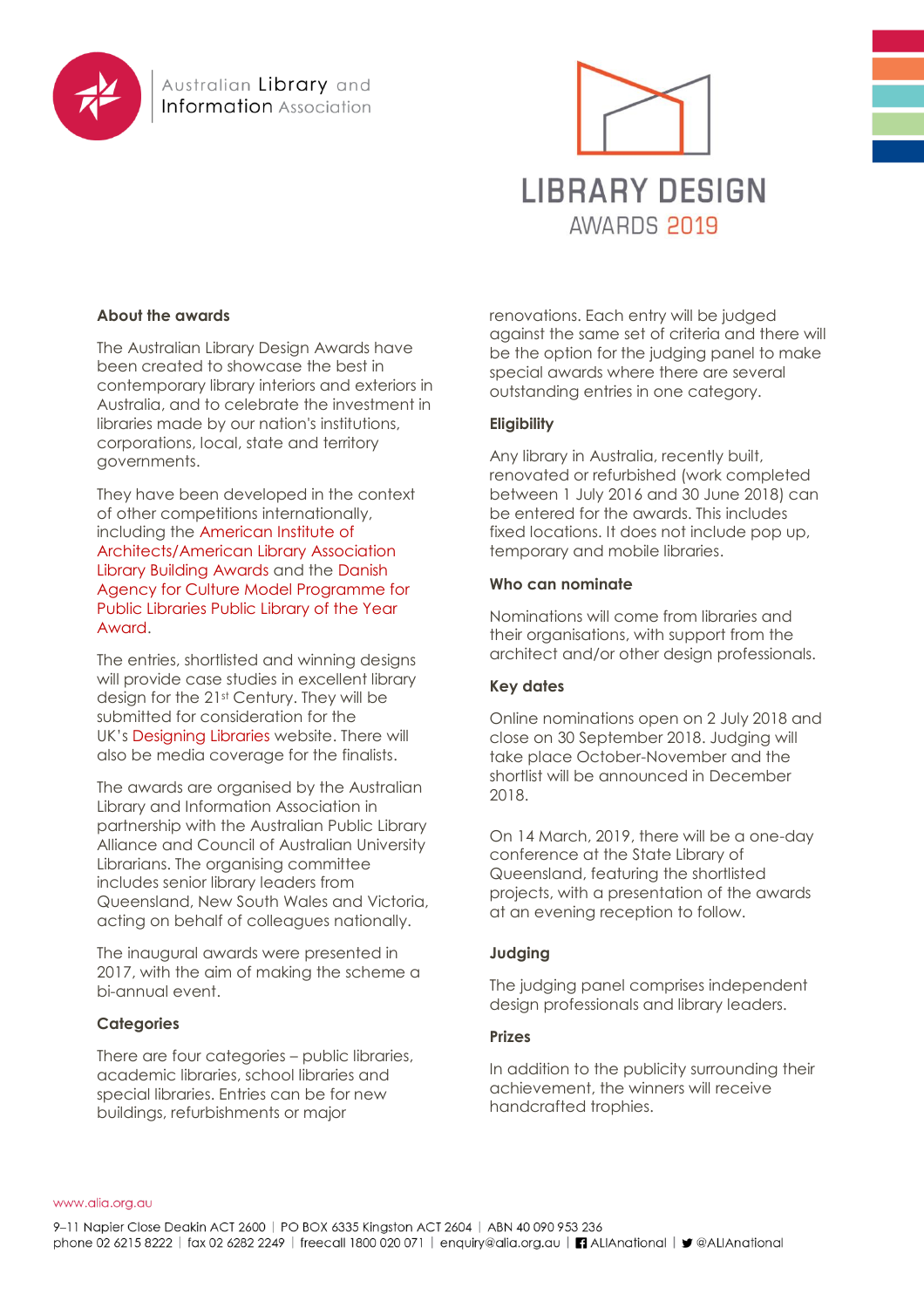Australian Library and Information Association

# LIBRARY DESIGN AWARDS 2019

## About the awards

The Australian Library Design Awards have been created to showcase the best in contemporary library interiors and exteriors in Australia, and to celebrate the investment in libraries made by our nation's institutions, corporations, local, state and territory governments.

They have been developed in the context of other competitions internationally, including the American Institute of Architects/American Library Association Library Building Awards and the Danish Agency for Culture Model Programme for Public Libraries Public Library of the Year Award.

The entries, shortlisted and winning designs will provide case studies in excellent library design for the 21st Century. They will be submitted for consideration for the UK's Designing Libraries website. There will also be media coverage for the finalists.

The awards are organised by the Australian Library and Information Association in partnership with the Australian Public Library Alliance and Council of Australian University Librarians. The organising committee includes senior library leaders from Queensland, New South Wales and Victoria, acting on behalf of colleagues nationally.

The inaugural awards were presented in 2017, with the aim of making the scheme a bi-annual event.

## Categories

There are four categories – public libraries, academic libraries, school libraries and special libraries. Entries can be for new buildings, refurbishments or major renovations. Each entry will be judged against the same set of criteria and there will be the option for the judging panel to make special awards where there are several outstanding entries in one category.

## Eligibility

Any library in Australia, recently built, renovated or refurbished (work completed between 1 July 2016 and 30 June 2018) can be entered for the awards. This includes fixed locations. It does not include pop up, temporary and mobile libraries.

## Who can nominate

Nominations will come from libraries and their organisations, with support from the architect and/or other design professionals.

## Key dates

Online nominations open on 2 July 2018 and close on 30 September 2018. Judging will take place October-November and the shortlist will be announced in December 2018.

On 14 March, 2019, there will be a one-day conference at the State Library of Queensland, featuring the shortlisted projects, with a presentation of the awards at an evening reception to follow.

## Judging

The judging panel comprises independent design professionals and library leaders.

## Prizes

In addition to the publicity surrounding their achievement, the winners will receive handcrafted trophies.

www.alia.org.au

9–11 Napier Close Deakin ACT 2600 | PO BOX 6335 Kingston ACT 2604 | ABN 40 090 953 236
phone 02 6215 8222 | fax 02 6282 2249 | freecall 1800 020 071 | enquiry@alia.org.au | ALIAnational | @ALIAnational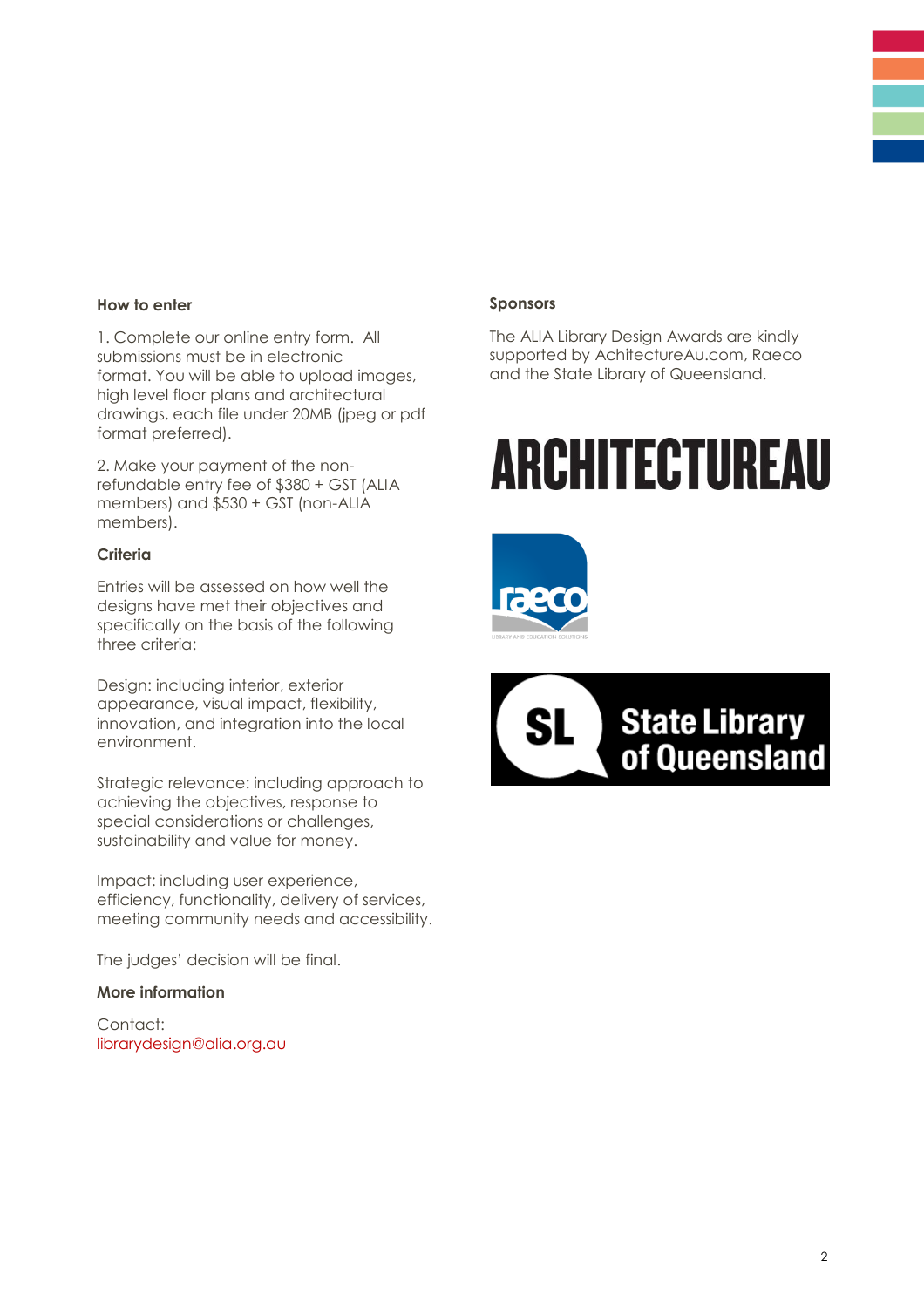### How to enter

1. Complete our online entry form. All submissions must be in electronic format. You will be able to upload images, high level floor plans and architectural drawings, each file under 20MB (jpeg or pdf format preferred).

2. Make your payment of the non-refundable entry fee of $380 + GST (ALIA members) and $530 + GST (non-ALIA members).

### Criteria

Entries will be assessed on how well the designs have met their objectives and specifically on the basis of the following three criteria:

Design: including interior, exterior appearance, visual impact, flexibility, innovation, and integration into the local environment.

Strategic relevance: including approach to achieving the objectives, response to special considerations or challenges, sustainability and value for money.

Impact: including user experience, efficiency, functionality, delivery of services, meeting community needs and accessibility.

The judges' decision will be final.

### More information

Contact:
librarydesign@alia.org.au

### Sponsors

The ALIA Library Design Awards are kindly supported by AchitectureAu.com, Raeco and the State Library of Queensland.

ARCHITECTUREAU

raeco
LIBRARY AND EDUCATION SOLUTIONS

SL State Library of Queensland